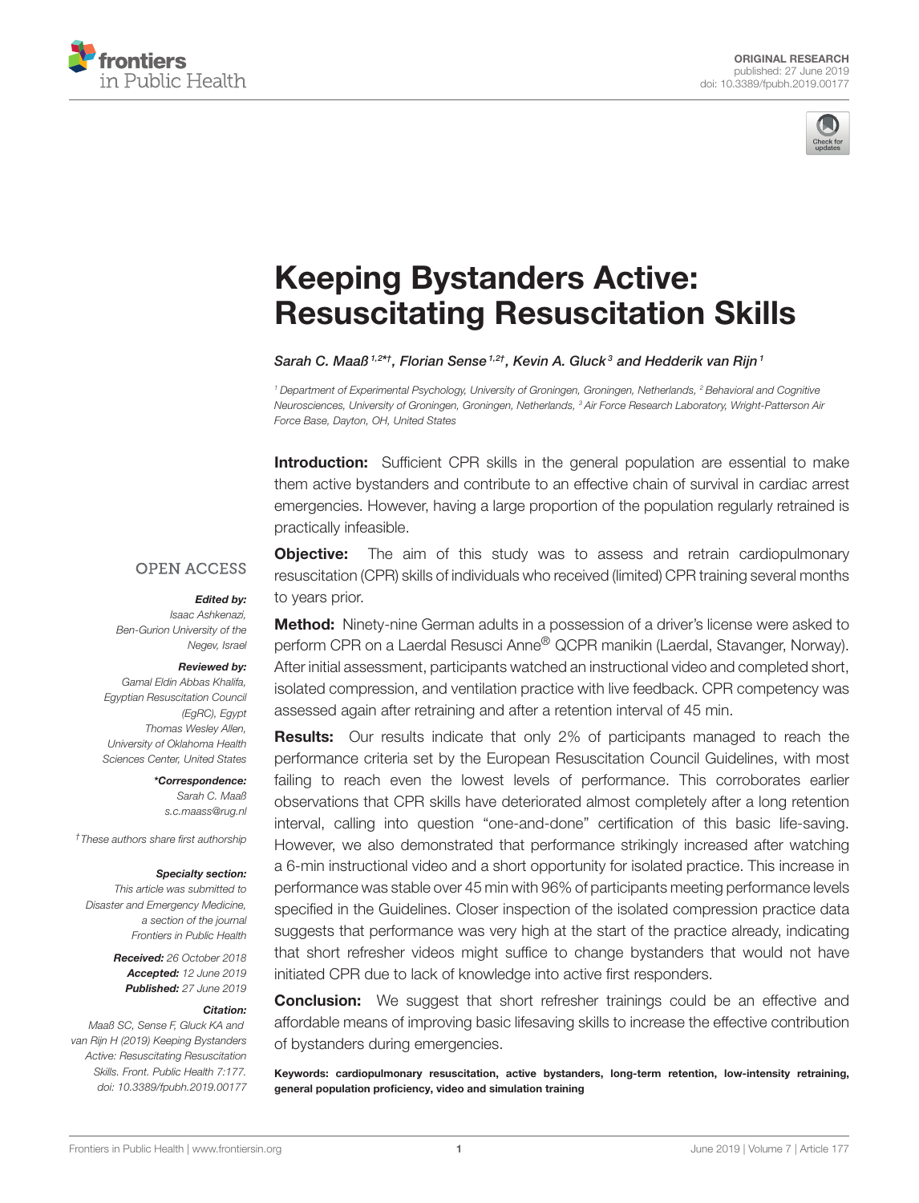ORIGINAL RESEARCH
published: 27 June 2019
doi: 10.3389/fpubh.2019.00177

# Keeping Bystanders Active: Resuscitating Resuscitation Skills

*Sarah C. Maaß[1,2*†], Florian Sense[1,2†], Kevin A. Gluck[3] and Hedderik van Rijn[1]*

[1] Department of Experimental Psychology, University of Groningen, Groningen, Netherlands, [2] Behavioral and Cognitive Neurosciences, University of Groningen, Groningen, Netherlands, [3] Air Force Research Laboratory, Wright-Patterson Air Force Base, Dayton, OH, United States

**Introduction:** Sufficient CPR skills in the general population are essential to make them active bystanders and contribute to an effective chain of survival in cardiac arrest emergencies. However, having a large proportion of the population regularly retrained is practically infeasible.

**Objective:** The aim of this study was to assess and retrain cardiopulmonary resuscitation (CPR) skills of individuals who received (limited) CPR training several months to years prior.

**Method:** Ninety-nine German adults in a possession of a driver's license were asked to perform CPR on a Laerdal Resusci Anne® QCPR manikin (Laerdal, Stavanger, Norway). After initial assessment, participants watched an instructional video and completed short, isolated compression, and ventilation practice with live feedback. CPR competency was assessed again after retraining and after a retention interval of 45 min.

**Results:** Our results indicate that only 2% of participants managed to reach the performance criteria set by the European Resuscitation Council Guidelines, with most failing to reach even the lowest levels of performance. This corroborates earlier observations that CPR skills have deteriorated almost completely after a long retention interval, calling into question "one-and-done" certification of this basic life-saving. However, we also demonstrated that performance strikingly increased after watching a 6-min instructional video and a short opportunity for isolated practice. This increase in performance was stable over 45 min with 96% of participants meeting performance levels specified in the Guidelines. Closer inspection of the isolated compression practice data suggests that performance was very high at the start of the practice already, indicating that short refresher videos might suffice to change bystanders that would not have initiated CPR due to lack of knowledge into active first responders.

**Conclusion:** We suggest that short refresher trainings could be an effective and affordable means of improving basic lifesaving skills to increase the effective contribution of bystanders during emergencies.

**Keywords: cardiopulmonary resuscitation, active bystanders, long-term retention, low-intensity retraining, general population proficiency, video and simulation training**

OPEN ACCESS

***Edited by:***
*Isaac Ashkenazi,
Ben-Gurion University of the Negev, Israel*

***Reviewed by:***
*Gamal Eldin Abbas Khalifa,
Egyptian Resuscitation Council (EgRC), Egypt*
*Thomas Wesley Allen,
University of Oklahoma Health Sciences Center, United States*

***\*Correspondence:***
*Sarah C. Maaß
s.c.maass@rug.nl*

*†These authors share first authorship*

***Specialty section:***
*This article was submitted to Disaster and Emergency Medicine, a section of the journal Frontiers in Public Health*

***Received:** 26 October 2018*
***Accepted:** 12 June 2019*
***Published:** 27 June 2019*

***Citation:***
*Maaß SC, Sense F, Gluck KA and van Rijn H (2019) Keeping Bystanders Active: Resuscitating Resuscitation Skills. Front. Public Health 7:177. doi: 10.3389/fpubh.2019.00177*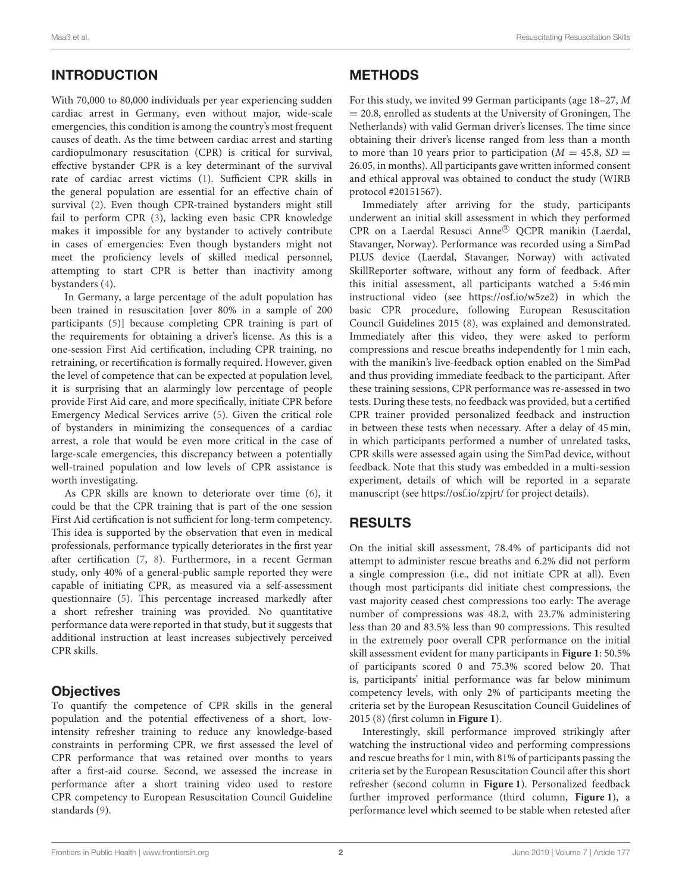## INTRODUCTION

With 70,000 to 80,000 individuals per year experiencing sudden cardiac arrest in Germany, even without major, wide-scale emergencies, this condition is among the country's most frequent causes of death. As the time between cardiac arrest and starting cardiopulmonary resuscitation (CPR) is critical for survival, effective bystander CPR is a key determinant of the survival rate of cardiac arrest victims (1). Sufficient CPR skills in the general population are essential for an effective chain of survival (2). Even though CPR-trained bystanders might still fail to perform CPR (3), lacking even basic CPR knowledge makes it impossible for any bystander to actively contribute in cases of emergencies: Even though bystanders might not meet the proficiency levels of skilled medical personnel, attempting to start CPR is better than inactivity among bystanders (4).

In Germany, a large percentage of the adult population has been trained in resuscitation [over 80% in a sample of 200 participants (5)] because completing CPR training is part of the requirements for obtaining a driver's license. As this is a one-session First Aid certification, including CPR training, no retraining, or recertification is formally required. However, given the level of competence that can be expected at population level, it is surprising that an alarmingly low percentage of people provide First Aid care, and more specifically, initiate CPR before Emergency Medical Services arrive (5). Given the critical role of bystanders in minimizing the consequences of a cardiac arrest, a role that would be even more critical in the case of large-scale emergencies, this discrepancy between a potentially well-trained population and low levels of CPR assistance is worth investigating.

As CPR skills are known to deteriorate over time (6), it could be that the CPR training that is part of the one session First Aid certification is not sufficient for long-term competency. This idea is supported by the observation that even in medical professionals, performance typically deteriorates in the first year after certification (7, 8). Furthermore, in a recent German study, only 40% of a general-public sample reported they were capable of initiating CPR, as measured via a self-assessment questionnaire (5). This percentage increased markedly after a short refresher training was provided. No quantitative performance data were reported in that study, but it suggests that additional instruction at least increases subjectively perceived CPR skills.

### Objectives

To quantify the competence of CPR skills in the general population and the potential effectiveness of a short, low-intensity refresher training to reduce any knowledge-based constraints in performing CPR, we first assessed the level of CPR performance that was retained over months to years after a first-aid course. Second, we assessed the increase in performance after a short training video used to restore CPR competency to European Resuscitation Council Guideline standards (9).

## METHODS

For this study, we invited 99 German participants (age 18–27, $M = 20.8$, enrolled as students at the University of Groningen, The Netherlands) with valid German driver's licenses. The time since obtaining their driver's license ranged from less than a month to more than 10 years prior to participation ($M = 45.8$, $SD = 26.05$, in months). All participants gave written informed consent and ethical approval was obtained to conduct the study (WIRB protocol #20151567).

Immediately after arriving for the study, participants underwent an initial skill assessment in which they performed CPR on a Laerdal Resusci Anne® QCPR manikin (Laerdal, Stavanger, Norway). Performance was recorded using a SimPad PLUS device (Laerdal, Stavanger, Norway) with activated SkillReporter software, without any form of feedback. After this initial assessment, all participants watched a 5:46 min instructional video (see https://osf.io/w5ze2) in which the basic CPR procedure, following European Resuscitation Council Guidelines 2015 (8), was explained and demonstrated. Immediately after this video, they were asked to perform compressions and rescue breaths independently for 1 min each, with the manikin's live-feedback option enabled on the SimPad and thus providing immediate feedback to the participant. After these training sessions, CPR performance was re-assessed in two tests. During these tests, no feedback was provided, but a certified CPR trainer provided personalized feedback and instruction in between these tests when necessary. After a delay of 45 min, in which participants performed a number of unrelated tasks, CPR skills were assessed again using the SimPad device, without feedback. Note that this study was embedded in a multi-session experiment, details of which will be reported in a separate manuscript (see https://osf.io/zpjrt/ for project details).

## RESULTS

On the initial skill assessment, 78.4% of participants did not attempt to administer rescue breaths and 6.2% did not perform a single compression (i.e., did not initiate CPR at all). Even though most participants did initiate chest compressions, the vast majority ceased chest compressions too early: The average number of compressions was 48.2, with 23.7% administering less than 20 and 83.5% less than 90 compressions. This resulted in the extremely poor overall CPR performance on the initial skill assessment evident for many participants in **Figure 1**: 50.5% of participants scored 0 and 75.3% scored below 20. That is, participants' initial performance was far below minimum competency levels, with only 2% of participants meeting the criteria set by the European Resuscitation Council Guidelines of 2015 (8) (first column in **Figure 1**).

Interestingly, skill performance improved strikingly after watching the instructional video and performing compressions and rescue breaths for 1 min, with 81% of participants passing the criteria set by the European Resuscitation Council after this short refresher (second column in **Figure 1**). Personalized feedback further improved performance (third column, **Figure 1**), a performance level which seemed to be stable when retested after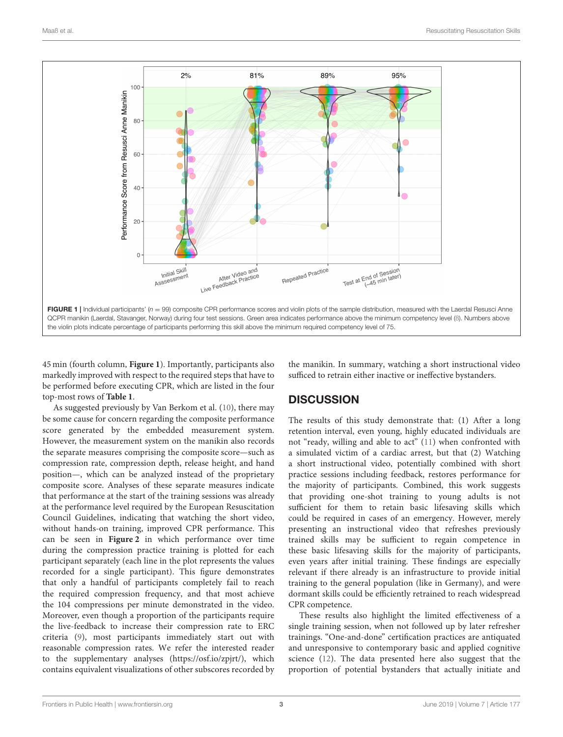FIGURE 1 | Individual participants' ($n = 99$) composite CPR performance scores and violin plots of the sample distribution, measured with the Laerdal Resusci Anne QCPR manikin (Laerdal, Stavanger, Norway) during four test sessions. Green area indicates performance above the minimum competency level (8). Numbers above the violin plots indicate percentage of participants performing this skill above the minimum required competency level of 75.

45 min (fourth column, **Figure 1**). Importantly, participants also markedly improved with respect to the required steps that have to be performed before executing CPR, which are listed in the four top-most rows of **Table 1**.

As suggested previously by Van Berkom et al. (10), there may be some cause for concern regarding the composite performance score generated by the embedded measurement system. However, the measurement system on the manikin also records the separate measures comprising the composite score—such as compression rate, compression depth, release height, and hand position—, which can be analyzed instead of the proprietary composite score. Analyses of these separate measures indicate that performance at the start of the training sessions was already at the performance level required by the European Resuscitation Council Guidelines, indicating that watching the short video, without hands-on training, improved CPR performance. This can be seen in **Figure 2** in which performance over time during the compression practice training is plotted for each participant separately (each line in the plot represents the values recorded for a single participant). This figure demonstrates that only a handful of participants completely fail to reach the required compression frequency, and that most achieve the 104 compressions per minute demonstrated in the video. Moreover, even though a proportion of the participants require the live-feedback to increase their compression rate to ERC criteria (9), most participants immediately start out with reasonable compression rates. We refer the interested reader to the supplementary analyses (https://osf.io/zpjrt/), which contains equivalent visualizations of other subscores recorded by the manikin. In summary, watching a short instructional video sufficed to retrain either inactive or ineffective bystanders.

## DISCUSSION

The results of this study demonstrate that: (1) After a long retention interval, even young, highly educated individuals are not "ready, willing and able to act" (11) when confronted with a simulated victim of a cardiac arrest, but that (2) Watching a short instructional video, potentially combined with short practice sessions including feedback, restores performance for the majority of participants. Combined, this work suggests that providing one-shot training to young adults is not sufficient for them to retain basic lifesaving skills which could be required in cases of an emergency. However, merely presenting an instructional video that refreshes previously trained skills may be sufficient to regain competence in these basic lifesaving skills for the majority of participants, even years after initial training. These findings are especially relevant if there already is an infrastructure to provide initial training to the general population (like in Germany), and were dormant skills could be efficiently retrained to reach widespread CPR competence.

These results also highlight the limited effectiveness of a single training session, when not followed up by later refresher trainings. "One-and-done" certification practices are antiquated and unresponsive to contemporary basic and applied cognitive science (12). The data presented here also suggest that the proportion of potential bystanders that actually initiate and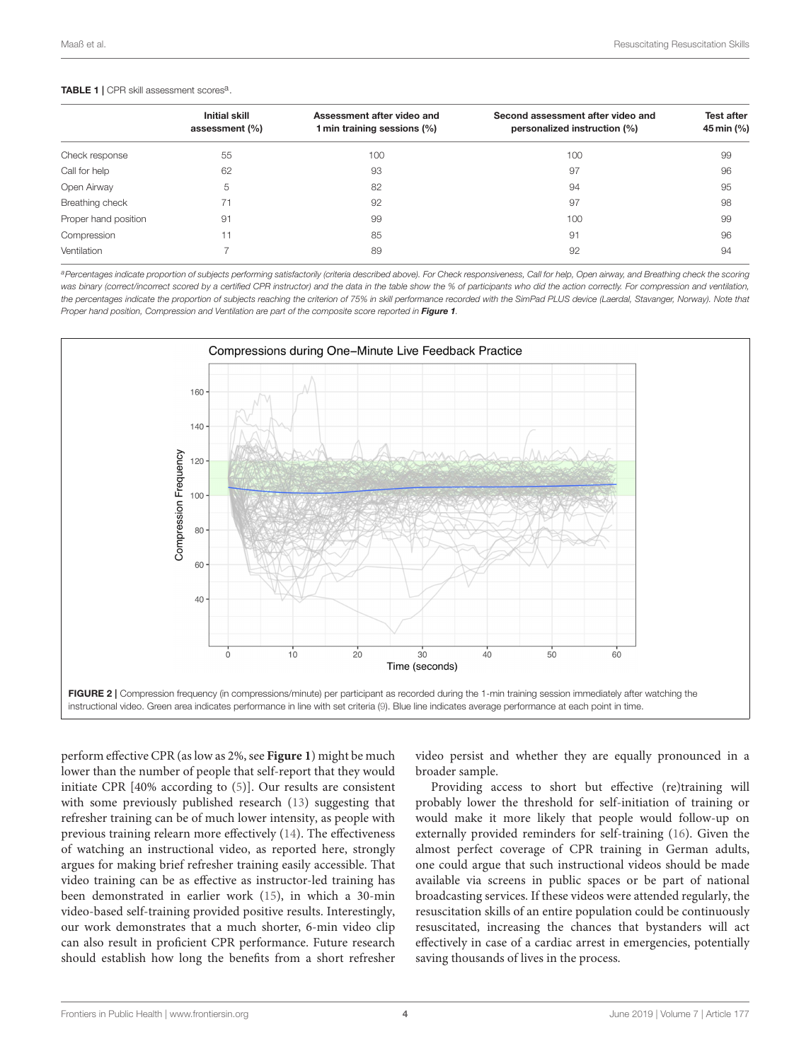**TABLE 1 |** CPR skill assessment scores[a].

| | Initial skill assessment (%) | Assessment after video and 1 min training sessions (%) | Second assessment after video and personalized instruction (%) | Test after 45 min (%) |
|---|---|---|---|---|
| Check response | 55 | 100 | 100 | 99 |
| Call for help | 62 | 93 | 97 | 96 |
| Open Airway | 5 | 82 | 94 | 95 |
| Breathing check | 71 | 92 | 97 | 98 |
| Proper hand position | 91 | 99 | 100 | 99 |
| Compression | 11 | 85 | 91 | 96 |
| Ventilation | 7 | 89 | 92 | 94 |

[a]*Percentages indicate proportion of subjects performing satisfactorily (criteria described above). For Check responsiveness, Call for help, Open airway, and Breathing check the scoring was binary (correct/incorrect scored by a certified CPR instructor) and the data in the table show the % of participants who did the action correctly. For compression and ventilation, the percentages indicate the proportion of subjects reaching the criterion of 75% in skill performance recorded with the SimPad PLUS device (Laerdal, Stavanger, Norway). Note that Proper hand position, Compression and Ventilation are part of the composite score reported in* ***Figure 1****.*

**FIGURE 2 |** Compression frequency (in compressions/minute) per participant as recorded during the 1-min training session immediately after watching the instructional video. Green area indicates performance in line with set criteria (9). Blue line indicates average performance at each point in time.

perform effective CPR (as low as 2%, see **Figure 1**) might be much lower than the number of people that self-report that they would initiate CPR [40% according to (5)]. Our results are consistent with some previously published research (13) suggesting that refresher training can be of much lower intensity, as people with previous training relearn more effectively (14). The effectiveness of watching an instructional video, as reported here, strongly argues for making brief refresher training easily accessible. That video training can be as effective as instructor-led training has been demonstrated in earlier work (15), in which a 30-min video-based self-training provided positive results. Interestingly, our work demonstrates that a much shorter, 6-min video clip can also result in proficient CPR performance. Future research should establish how long the benefits from a short refresher video persist and whether they are equally pronounced in a broader sample.

Providing access to short but effective (re)training will probably lower the threshold for self-initiation of training or would make it more likely that people would follow-up on externally provided reminders for self-training (16). Given the almost perfect coverage of CPR training in German adults, one could argue that such instructional videos should be made available via screens in public spaces or be part of national broadcasting services. If these videos were attended regularly, the resuscitation skills of an entire population could be continuously resuscitated, increasing the chances that bystanders will act effectively in case of a cardiac arrest in emergencies, potentially saving thousands of lives in the process.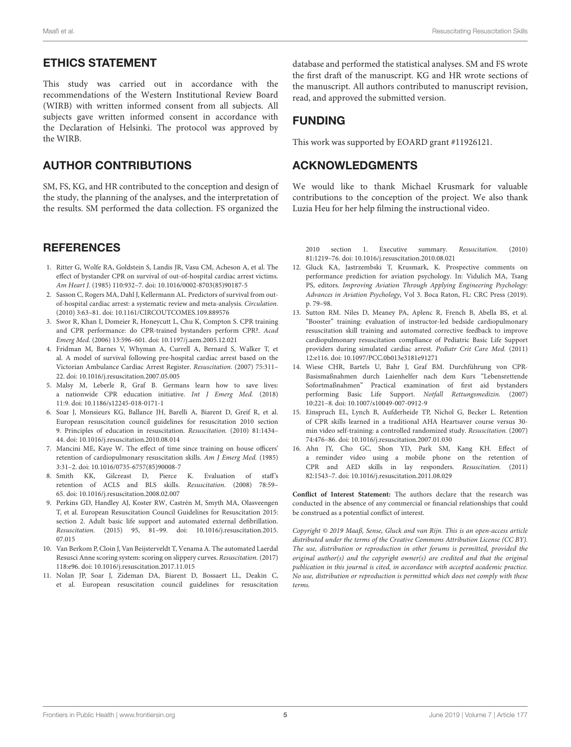## ETHICS STATEMENT

This study was carried out in accordance with the recommendations of the Western Institutional Review Board (WIRB) with written informed consent from all subjects. All subjects gave written informed consent in accordance with the Declaration of Helsinki. The protocol was approved by the WIRB.

## AUTHOR CONTRIBUTIONS

SM, FS, KG, and HR contributed to the conception and design of the study, the planning of the analyses, and the interpretation of the results. SM performed the data collection. FS organized the database and performed the statistical analyses. SM and FS wrote the first draft of the manuscript. KG and HR wrote sections of the manuscript. All authors contributed to manuscript revision, read, and approved the submitted version.

## FUNDING

This work was supported by EOARD grant #11926121.

## ACKNOWLEDGMENTS

We would like to thank Michael Krusmark for valuable contributions to the conception of the project. We also thank Luzia Heu for her help filming the instructional video.

## REFERENCES

1. Ritter G, Wolfe RA, Goldstein S, Landis JR, Vasu CM, Acheson A, et al. The effect of bystander CPR on survival of out-of-hospital cardiac arrest victims. *Am Heart J.* (1985) 110:932–7. doi: 10.1016/0002-8703(85)90187-5
2. Sasson C, Rogers MA, Dahl J, Kellermann AL. Predictors of survival from out-of-hospital cardiac arrest: a systematic review and meta-analysis. *Circulation.* (2010) 3:63–81. doi: 10.1161/CIRCOUTCOMES.109.889576
3. Swor R, Khan I, Domeier R, Honeycutt L, Chu K, Compton S. CPR training and CPR performance: do CPR-trained bystanders perform CPR?. *Acad Emerg Med.* (2006) 13:596–601. doi: 10.1197/j.aem.2005.12.021
4. Fridman M, Barnes V, Whyman A, Currell A, Bernard S, Walker T, et al. A model of survival following pre-hospital cardiac arrest based on the Victorian Ambulance Cardiac Arrest Register. *Resuscitation.* (2007) 75:311–22. doi: 10.1016/j.resuscitation.2007.05.005
5. Malsy M, Leberle R, Graf B. Germans learn how to save lives: a nationwide CPR education initiative. *Int J Emerg Med.* (2018) 11:9. doi: 10.1186/s12245-018-0171-1
6. Soar J, Monsieurs KG, Ballance JH, Barelli A, Biarent D, Greif R, et al. European resuscitation council guidelines for resuscitation 2010 section 9. Principles of education in resuscitation. *Resuscitation.* (2010) 81:1434–44. doi: 10.1016/j.resuscitation.2010.08.014
7. Mancini ME, Kaye W. The effect of time since training on house officers' retention of cardiopulmonary resuscitation skills. *Am J Emerg Med.* (1985) 3:31–2. doi: 10.1016/0735-6757(85)90008-7
8. Smith KK, Gilcreast D, Pierce K. Evaluation of staff's retention of ACLS and BLS skills. *Resuscitation.* (2008) 78:59–65. doi: 10.1016/j.resuscitation.2008.02.007
9. Perkins GD, Handley AJ, Koster RW, Castrén M, Smyth MA, Olasveengen T, et al. European Resuscitation Council Guidelines for Resuscitation 2015: section 2. Adult basic life support and automated external defibrillation. *Resuscitation.* (2015) 95, 81–99. doi: 10.1016/j.resuscitation.2015.07.015
10. Van Berkom P, Cloin J, Van Beijsterveldt T, Venama A. The automated Laerdal Resusci Anne scoring system: scoring on slippery curves. *Resuscitation.* (2017) 118:e96. doi: 10.1016/j.resuscitation.2017.11.015
11. Nolan JP, Soar J, Zideman DA, Biarent D, Bossaert LL, Deakin C, et al. European resuscitation council guidelines for resuscitation 2010 section 1. Executive summary. *Resuscitation*. (2010) 81:1219–76. doi: 10.1016/j.resuscitation.2010.08.021
12. Gluck KA, Jastrzembski T, Krusmark, K. Prospective comments on performance prediction for aviation psychology. In: Vidulich MA, Tsang PS, editors. *Improving Aviation Through Applying Engineering Psychology: Advances in Aviation Psychology*, Vol 3. Boca Raton, FL: CRC Press (2019). p. 79–98.
13. Sutton RM. Niles D, Meaney PA, Aplenc R, French B, Abella BS, et al. "Booster" training: evaluation of instructor-led bedside cardiopulmonary resuscitation skill training and automated corrective feedback to improve cardiopulmonary resuscitation compliance of Pediatric Basic Life Support providers during simulated cardiac arrest. *Pediatr Crit Care Med.* (2011) 12:e116. doi: 10.1097/PCC.0b013e3181e91271
14. Wiese CHR, Bartels U, Bahr J, Graf BM. Durchführung von CPR-Basismaßnahmen durch Laienhelfer nach dem Kurs "Lebensrettende Sofortmaßnahmen" Practical examination of first aid bystanders performing Basic Life Support. *Notfall Rettungsmedizin.* (2007) 10:221–8. doi: 10.1007/s10049-007-0912-9
15. Einspruch EL, Lynch B, Aufderheide TP, Nichol G, Becker L. Retention of CPR skills learned in a traditional AHA Heartsaver course versus 30-min video self-training: a controlled randomized study. *Resuscitation.* (2007) 74:476–86. doi: 10.1016/j.resuscitation.2007.01.030
16. Ahn JY, Cho GC, Shon YD, Park SM, Kang KH. Effect of a reminder video using a mobile phone on the retention of CPR and AED skills in lay responders. *Resuscitation.* (2011) 82:1543–7. doi: 10.1016/j.resuscitation.2011.08.029

**Conflict of Interest Statement:** The authors declare that the research was conducted in the absence of any commercial or financial relationships that could be construed as a potential conflict of interest.

*Copyright © 2019 Maaß, Sense, Gluck and van Rijn. This is an open-access article distributed under the terms of the Creative Commons Attribution License (CC BY). The use, distribution or reproduction in other forums is permitted, provided the original author(s) and the copyright owner(s) are credited and that the original publication in this journal is cited, in accordance with accepted academic practice. No use, distribution or reproduction is permitted which does not comply with these terms.*